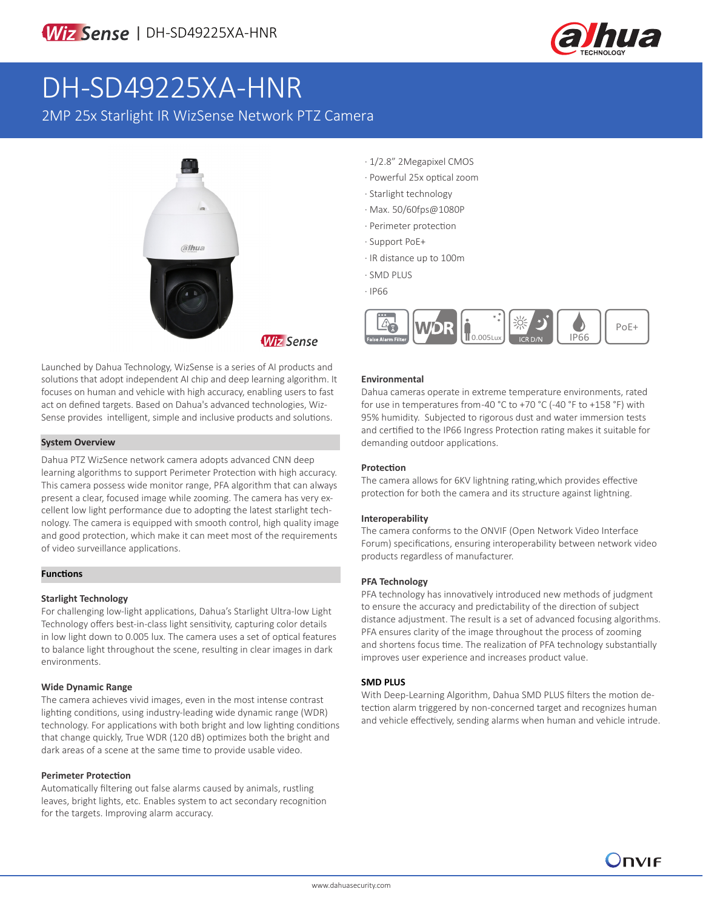# DH-SD49225XA-HNR

2MP 25x Starlight IR WizSense Network PTZ Camera

- 1/2.8" 2Megapixel CMOS
- Powerful 25x optical zoom
- Starlight technology
- Max. 50/60fps@1080P
- Perimeter protection
- Support PoE+
- IR distance up to 100m
- SMD PLUS
- IP66

Launched by Dahua Technology, WizSense is a series of AI products and solutions that adopt independent AI chip and deep learning algorithm. It focuses on human and vehicle with high accuracy, enabling users to fast act on defined targets. Based on Dahua's advanced technologies, WizSense provides intelligent, simple and inclusive products and solutions.

## System Overview

Dahua PTZ WizSence network camera adopts advanced CNN deep learning algorithms to support Perimeter Protection with high accuracy. This camera possess wide monitor range, PFA algorithm that can always present a clear, focused image while zooming. The camera has very excellent low light performance due to adopting the latest starlight technology. The camera is equipped with smooth control, high quality image and good protection, which make it can meet most of the requirements of video surveillance applications.

## Functions

### Starlight Technology

For challenging low-light applications, Dahua's Starlight Ultra-low Light Technology offers best-in-class light sensitivity, capturing color details in low light down to 0.005 lux. The camera uses a set of optical features to balance light throughout the scene, resulting in clear images in dark environments.

### Wide Dynamic Range

The camera achieves vivid images, even in the most intense contrast lighting conditions, using industry-leading wide dynamic range (WDR) technology. For applications with both bright and low lighting conditions that change quickly, True WDR (120 dB) optimizes both the bright and dark areas of a scene at the same time to provide usable video.

### Perimeter Protection

Automatically filtering out false alarms caused by animals, rustling leaves, bright lights, etc. Enables system to act secondary recognition for the targets. Improving alarm accuracy.

### Environmental

Dahua cameras operate in extreme temperature environments, rated for use in temperatures from -40 °C to +70 °C (-40 °F to +158 °F) with 95% humidity. Subjected to rigorous dust and water immersion tests and certified to the IP66 Ingress Protection rating makes it suitable for demanding outdoor applications.

### Protection

The camera allows for 6KV lightning rating,which provides effective protection for both the camera and its structure against lightning.

### Interoperability

The camera conforms to the ONVIF (Open Network Video Interface Forum) specifications, ensuring interoperability between network video products regardless of manufacturer.

### PFA Technology

PFA technology has innovatively introduced new methods of judgment to ensure the accuracy and predictability of the direction of subject distance adjustment. The result is a set of advanced focusing algorithms. PFA ensures clarity of the image throughout the process of zooming and shortens focus time. The realization of PFA technology substantially improves user experience and increases product value.

### SMD PLUS

With Deep-Learning Algorithm, Dahua SMD PLUS filters the motion detection alarm triggered by non-concerned target and recognizes human and vehicle effectively, sending alarms when human and vehicle intrude.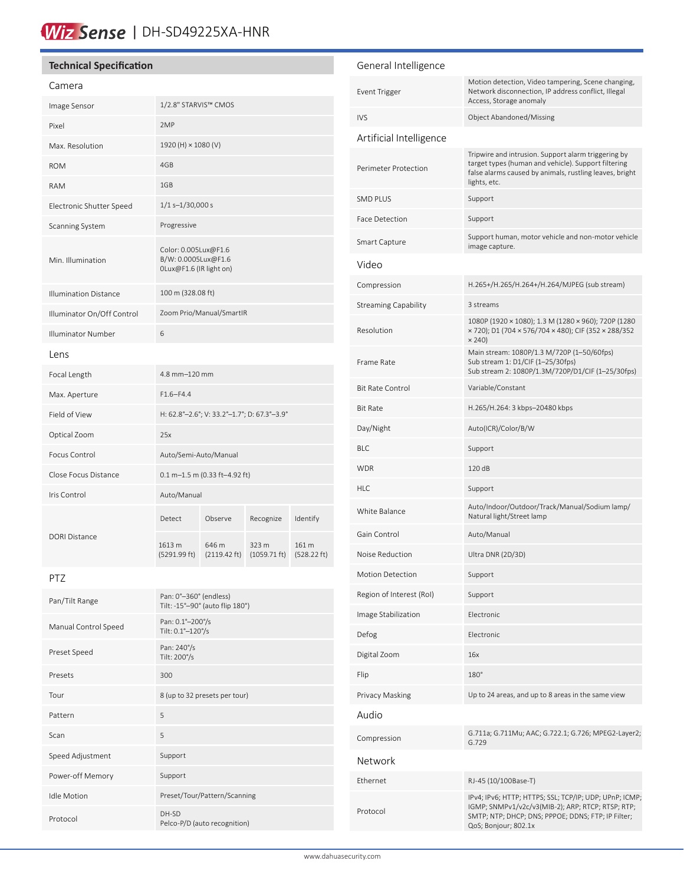# WizSense | DH-SD49225XA-HNR

## Technical Specification

### Camera

| | |
|---|---|
| Image Sensor | 1/2.8" STARVIS™ CMOS |
| Pixel | 2MP |
| Max. Resolution | 1920 (H) × 1080 (V) |
| ROM | 4GB |
| RAM | 1GB |
| Electronic Shutter Speed | 1/1 s–1/30,000 s |
| Scanning System | Progressive |
| Min. Illumination | Color: 0.005Lux@F1.6<br>B/W: 0.0005Lux@F1.6<br>0Lux@F1.6 (IR light on) |
| Illumination Distance | 100 m (328.08 ft) |
| Illuminator On/Off Control | Zoom Prio/Manual/SmartIR |
| Illuminator Number | 6 |

### Lens

| | | | | |
|---|---|---|---|---|
| Focal Length | 4.8 mm–120 mm | | | |
| Max. Aperture | F1.6–F4.4 | | | |
| Field of View | H: 62.8°–2.6°; V: 33.2°–1.7°; D: 67.3°–3.9° | | | |
| Optical Zoom | 25x | | | |
| Focus Control | Auto/Semi-Auto/Manual | | | |
| Close Focus Distance | 0.1 m–1.5 m (0.33 ft–4.92 ft) | | | |
| Iris Control | Auto/Manual | | | |
| DORI Distance | Detect | Observe | Recognize | Identify |
| | 1613 m (5291.99 ft) | 646 m (2119.42 ft) | 323 m (1059.71 ft) | 161 m (528.22 ft) |

### PTZ

| | |
|---|---|
| Pan/Tilt Range | Pan: 0°–360° (endless)<br>Tilt: -15°–90° (auto flip 180°) |
| Manual Control Speed | Pan: 0.1°–200°/s<br>Tilt: 0.1°–120°/s |
| Preset Speed | Pan: 240°/s<br>Tilt: 200°/s |
| Presets | 300 |
| Tour | 8 (up to 32 presets per tour) |
| Pattern | 5 |
| Scan | 5 |
| Speed Adjustment | Support |
| Power-off Memory | Support |
| Idle Motion | Preset/Tour/Pattern/Scanning |
| Protocol | DH-SD<br>Pelco-P/D (auto recognition) |

### General Intelligence

| | |
|---|---|
| Event Trigger | Motion detection, Video tampering, Scene changing, Network disconnection, IP address conflict, Illegal Access, Storage anomaly |
| IVS | Object Abandoned/Missing |

### Artificial Intelligence

| | |
|---|---|
| Perimeter Protection | Tripwire and intrusion. Support alarm triggering by target types (human and vehicle). Support filtering false alarms caused by animals, rustling leaves, bright lights, etc. |
| SMD PLUS | Support |
| Face Detection | Support |
| Smart Capture | Support human, motor vehicle and non-motor vehicle image capture. |

### Video

| | |
|---|---|
| Compression | H.265+/H.265/H.264+/H.264/MJPEG (sub stream) |
| Streaming Capability | 3 streams |
| Resolution | 1080P (1920 × 1080); 1.3 M (1280 × 960); 720P (1280 × 720); D1 (704 × 576/704 × 480); CIF (352 × 288/352 × 240) |
| Frame Rate | Main stream: 1080P/1.3 M/720P (1–50/60fps)<br>Sub stream 1: D1/CIF (1–25/30fps)<br>Sub stream 2: 1080P/1.3M/720P/D1/CIF (1–25/30fps) |
| Bit Rate Control | Variable/Constant |
| Bit Rate | H.265/H.264: 3 kbps–20480 kbps |
| Day/Night | Auto(ICR)/Color/B/W |
| BLC | Support |
| WDR | 120 dB |
| HLC | Support |
| White Balance | Auto/Indoor/Outdoor/Track/Manual/Sodium lamp/ Natural light/Street lamp |
| Gain Control | Auto/Manual |
| Noise Reduction | Ultra DNR (2D/3D) |
| Motion Detection | Support |
| Region of Interest (RoI) | Support |
| Image Stabilization | Electronic |
| Defog | Electronic |
| Digital Zoom | 16x |
| Flip | 180° |
| Privacy Masking | Up to 24 areas, and up to 8 areas in the same view |

### Audio

| | |
|---|---|
| Compression | G.711a; G.711Mu; AAC; G.722.1; G.726; MPEG2-Layer2; G.729 |

### Network

| | |
|---|---|
| Ethernet | RJ-45 (10/100Base-T) |
| Protocol | IPv4; IPv6; HTTP; HTTPS; SSL; TCP/IP; UDP; UPnP; ICMP; IGMP; SNMPv1/v2c/v3(MIB-2); ARP; RTCP; RTSP; RTP; SMTP; NTP; DHCP; DNS; PPPOE; DDNS; FTP; IP Filter; QoS; Bonjour; 802.1x |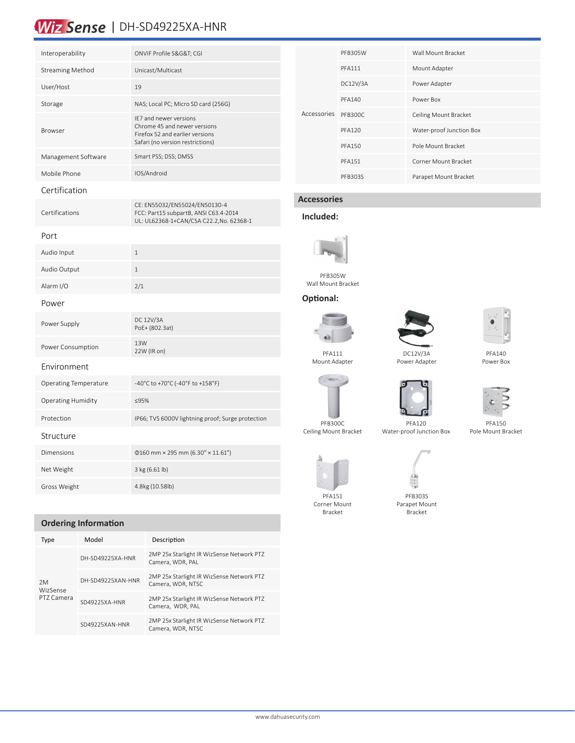| | |
|---|---|
| Interoperability | ONVIF Profile S&G&T; CGI |
| Streaming Method | Unicast/Multicast |
| User/Host | 19 |
| Storage | NAS; Local PC; Micro SD card (256G) |
| Browser | IE7 and newer versions<br>Chrome 45 and newer versions<br>Firefox 52 and earlier versions<br>Safari (no version restrictions) |
| Management Software | Smart PSS; DSS; DMSS |
| Mobile Phone | IOS/Android |

### Certification

| | |
|---|---|
| Certifications | CE: EN55032/EN55024/EN50130-4<br>FCC: Part15 subpartB, ANSI C63.4-2014<br>UL: UL62368-1+CAN/CSA C22.2,No. 62368-1 |

### Port

| | |
|---|---|
| Audio Input | 1 |
| Audio Output | 1 |
| Alarm I/O | 2/1 |

### Power

| | |
|---|---|
| Power Supply | DC 12V/3A<br>PoE+ (802.3at) |
| Power Consumption | 13W<br>22W (IR on) |

### Environment

| | |
|---|---|
| Operating Temperature | -40°C to +70°C (-40°F to +158°F) |
| Operating Humidity | ≤95% |
| Protection | IP66; TVS 6000V lightning proof; Surge protection |

### Structure

| | |
|---|---|
| Dimensions | Φ160 mm × 295 mm (6.30" × 11.61") |
| Net Weight | 3 kg (6.61 lb) |
| Gross Weight | 4.8kg (10.58lb) |

## Ordering Information

| Type | Model | Description |
|---|---|---|
| 2M WizSense PTZ Camera | DH-SD49225XA-HNR | 2MP 25x Starlight IR WizSense Network PTZ Camera, WDR, PAL |
| | DH-SD49225XAN-HNR | 2MP 25x Starlight IR WizSense Network PTZ Camera, WDR, NTSC |
| | SD49225XA-HNR | 2MP 25x Starlight IR WizSense Network PTZ Camera, WDR, PAL |
| | SD49225XAN-HNR | 2MP 25x Starlight IR WizSense Network PTZ Camera, WDR, NTSC |

| | | |
|---|---|---|
| Accessories | PFB305W | Wall Mount Bracket |
| | PFA111 | Mount Adapter |
| | DC12V/3A | Power Adapter |
| | PFA140 | Power Box |
| | PFB300C | Ceiling Mount Bracket |
| | PFA120 | Water-proof Junction Box |
| | PFA150 | Pole Mount Bracket |
| | PFA151 | Corner Mount Bracket |
| | PFB303S | Parapet Mount Bracket |

## Accessories

### Included:

PFB305W
Wall Mount Bracket

### Optional:

PFA111
Mount Adapter

DC12V/3A
Power Adapter

PFA140
Power Box

PFB300C
Ceiling Mount Bracket

PFA120
Water-proof Junction Box

PFA150
Pole Mount Bracket

PFA151
Corner Mount Bracket

PFB303S
Parapet Mount Bracket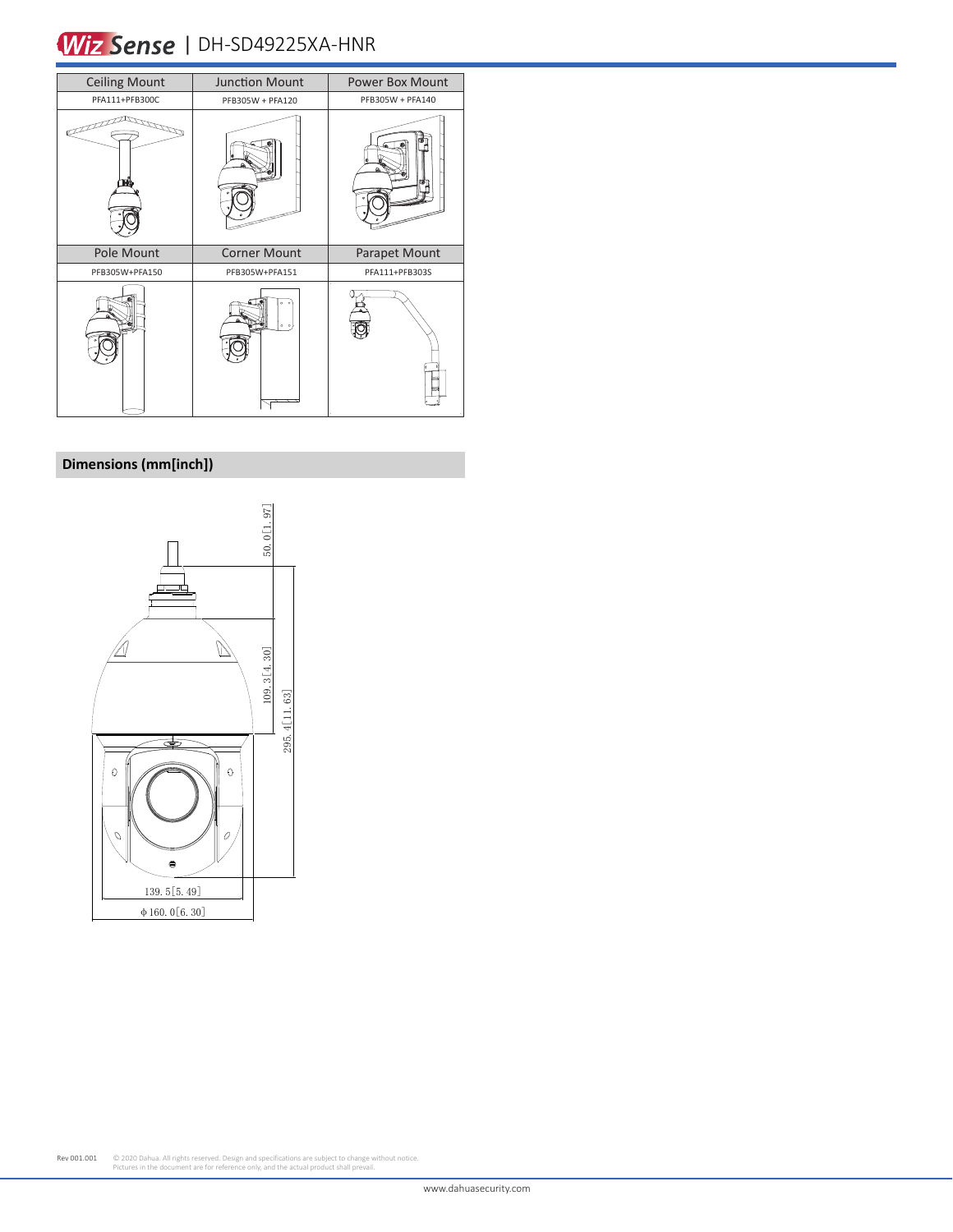| Ceiling Mount | Junction Mount | Power Box Mount |
| --- | --- | --- |
| PFA111+PFB300C | PFB305W + PFA120 | PFB305W + PFA140 |
| | | |
| Pole Mount | Corner Mount | Parapet Mount |
| PFB305W+PFA150 | PFB305W+PFA151 | PFA111+PFB303S |
| | | |

## Dimensions (mm[inch])

50.0[1.97]

109.3[4.30]

295.4[11.63]

139.5[5.49]

Φ160.0[6.30]

Rev 001.001 © 2020 Dahua. All rights reserved. Design and specifications are subject to change without notice. Pictures in the document are for reference only, and the actual product shall prevail.

www.dahuasecurity.com